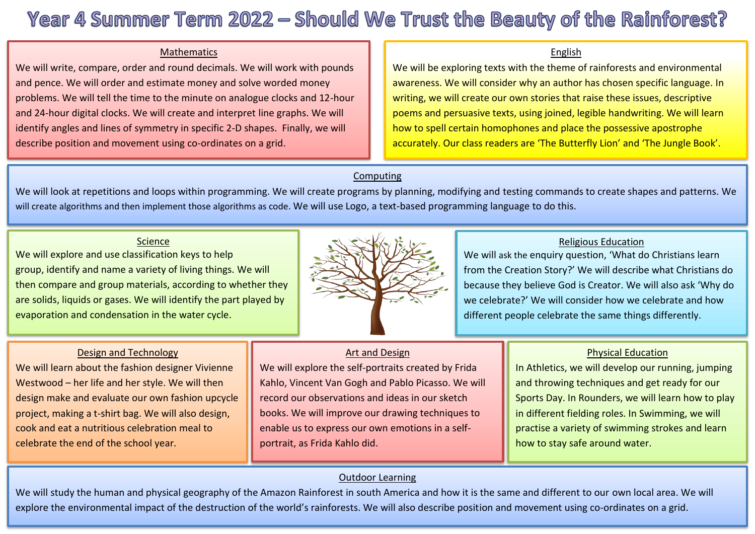# Year 4 Summer Term 2022 – Should We Trust the Beauty of the Rainforest?

## Mathematics

We will write, compare, order and round decimals. We will work with pounds and pence. We will order and estimate money and solve worded money problems. We will tell the time to the minute on analogue clocks and 12-hour and 24-hour digital clocks. We will create and interpret line graphs. We will identify angles and lines of symmetry in specific 2-D shapes. Finally, we will describe position and movement using co-ordinates on a grid.

## English

We will be exploring texts with the theme of rainforests and environmental awareness. We will consider why an author has chosen specific language. In writing, we will create our own stories that raise these issues, descriptive poems and persuasive texts, using joined, legible handwriting. We will learn how to spell certain homophones and place the possessive apostrophe accurately. Our class readers are 'The Butterfly Lion' and 'The Jungle Book'.

## Computing

We will look at repetitions and loops within programming. We will create programs by planning, modifying and testing commands to create shapes and patterns. We will create algorithms and then implement those algorithms as code. We will use Logo, a text-based programming language to do this.

## Science

We will explore and use classification keys to help group, identify and name a variety of living things. We will then compare and group materials, according to whether they are solids, liquids or gases. We will identify the part played by evaporation and condensation in the water cycle.

## Religious Education

We will ask the enquiry question, 'What do Christians learn from the Creation Story?' We will describe what Christians do because they believe God is Creator. We will also ask 'Why do we celebrate?' We will consider how we celebrate and how different people celebrate the same things differently.

## Design and Technology

We will learn about the fashion designer Vivienne Westwood – her life and her style. We will then design make and evaluate our own fashion upcycle project, making a t-shirt bag. We will also design, cook and eat a nutritious celebration meal to celebrate the end of the school year.

## Art and Design

We will explore the self-portraits created by Frida Kahlo, Vincent Van Gogh and Pablo Picasso. We will record our observations and ideas in our sketch books. We will improve our drawing techniques to enable us to express our own emotions in a self-portrait, as Frida Kahlo did.

## Physical Education

In Athletics, we will develop our running, jumping and throwing techniques and get ready for our Sports Day. In Rounders, we will learn how to play in different fielding roles. In Swimming, we will practise a variety of swimming strokes and learn how to stay safe around water.

## Outdoor Learning

We will study the human and physical geography of the Amazon Rainforest in south America and how it is the same and different to our own local area. We will explore the environmental impact of the destruction of the world's rainforests. We will also describe position and movement using co-ordinates on a grid.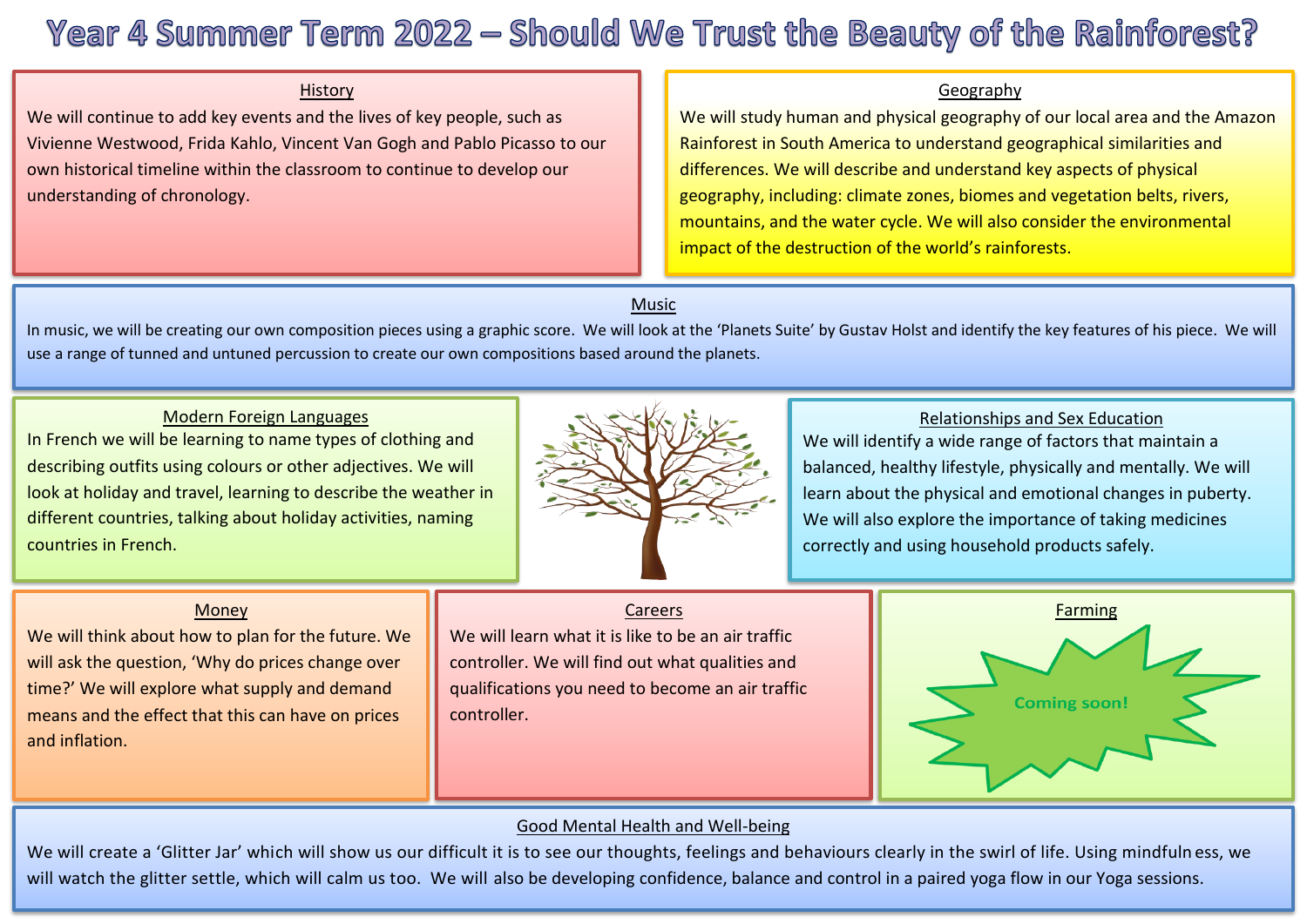# Year 4 Summer Term 2022 – Should We Trust the Beauty of the Rainforest?

## History

We will continue to add key events and the lives of key people, such as Vivienne Westwood, Frida Kahlo, Vincent Van Gogh and Pablo Picasso to our own historical timeline within the classroom to continue to develop our understanding of chronology.

## Geography

We will study human and physical geography of our local area and the Amazon Rainforest in South America to understand geographical similarities and differences. We will describe and understand key aspects of physical geography, including: climate zones, biomes and vegetation belts, rivers, mountains, and the water cycle. We will also consider the environmental impact of the destruction of the world's rainforests.

## Music

In music, we will be creating our own composition pieces using a graphic score. We will look at the 'Planets Suite' by Gustav Holst and identify the key features of his piece. We will use a range of tunned and untuned percussion to create our own compositions based around the planets.

## Modern Foreign Languages

In French we will be learning to name types of clothing and describing outfits using colours or other adjectives. We will look at holiday and travel, learning to describe the weather in different countries, talking about holiday activities, naming countries in French.

## Relationships and Sex Education

We will identify a wide range of factors that maintain a balanced, healthy lifestyle, physically and mentally. We will learn about the physical and emotional changes in puberty. We will also explore the importance of taking medicines correctly and using household products safely.

## Money

We will think about how to plan for the future. We will ask the question, 'Why do prices change over time?' We will explore what supply and demand means and the effect that this can have on prices and inflation.

## Careers

We will learn what it is like to be an air traffic controller. We will find out what qualities and qualifications you need to become an air traffic controller.

## Farming

Coming soon!

## Good Mental Health and Well-being

We will create a 'Glitter Jar' which will show us our difficult it is to see our thoughts, feelings and behaviours clearly in the swirl of life. Using mindfulness, we will watch the glitter settle, which will calm us too. We will also be developing confidence, balance and control in a paired yoga flow in our Yoga sessions.